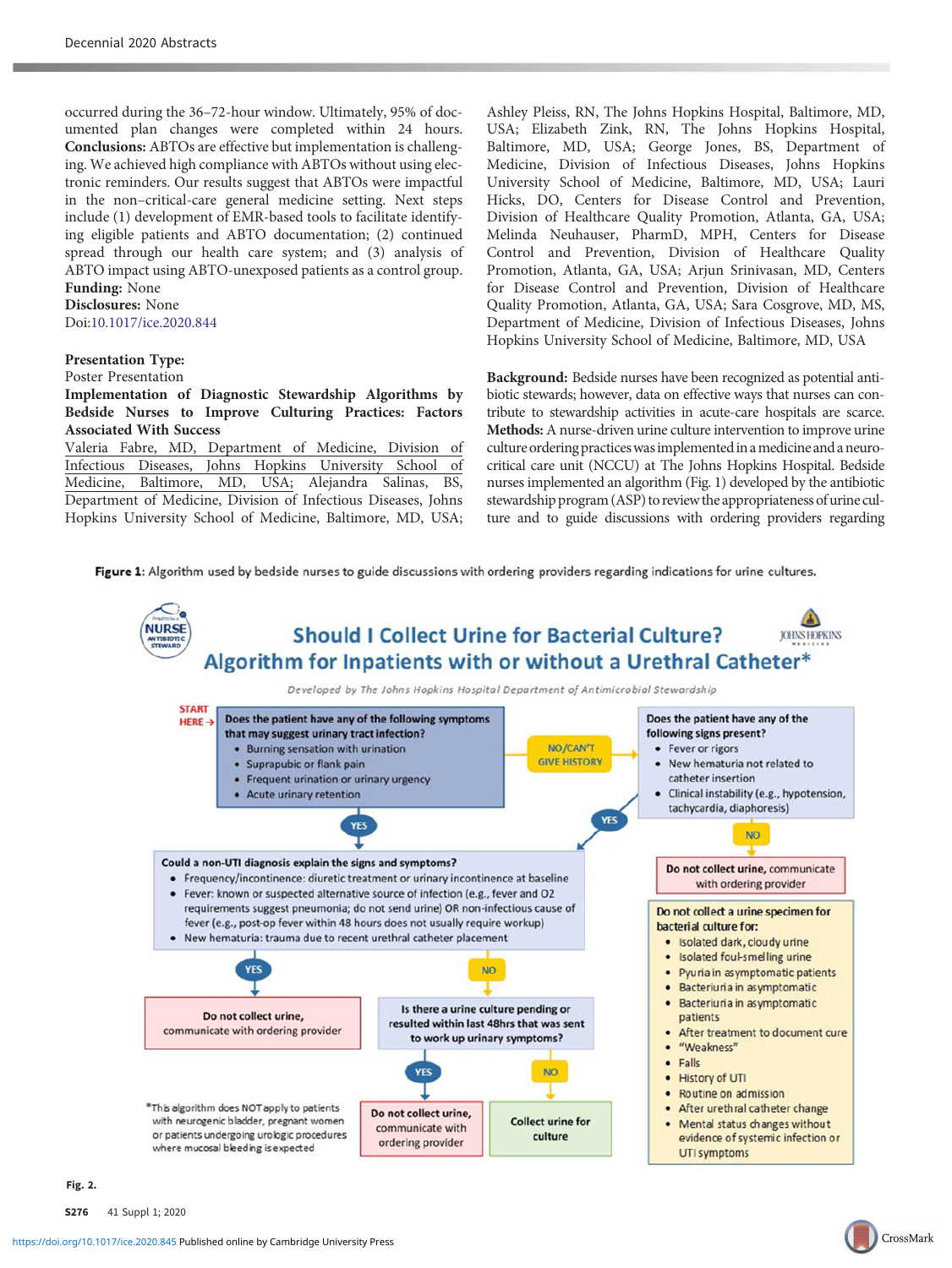occurred during the 36–72-hour window. Ultimately, 95% of documented plan changes were completed within 24 hours. **Conclusions:** ABTOs are effective but implementation is challenging. We achieved high compliance with ABTOs without using electronic reminders. Our results suggest that ABTOs were impactful in the non–critical-care general medicine setting. Next steps include (1) development of EMR-based tools to facilitate identifying eligible patients and ABTO documentation; (2) continued spread through our health care system; and (3) analysis of ABTO impact using ABTO-unexposed patients as a control group.

**Funding:** None

**Disclosures:** None

Doi:10.1017/ice.2020.844

**Presentation Type:**

Poster Presentation

**Implementation of Diagnostic Stewardship Algorithms by Bedside Nurses to Improve Culturing Practices: Factors Associated With Success**

Valeria Fabre, MD, Department of Medicine, Division of Infectious Diseases, Johns Hopkins University School of Medicine, Baltimore, MD, USA; Alejandra Salinas, BS, Department of Medicine, Division of Infectious Diseases, Johns Hopkins University School of Medicine, Baltimore, MD, USA; Ashley Pleiss, RN, The Johns Hopkins Hospital, Baltimore, MD, USA; Elizabeth Zink, RN, The Johns Hopkins Hospital, Baltimore, MD, USA; George Jones, BS, Department of Medicine, Division of Infectious Diseases, Johns Hopkins University School of Medicine, Baltimore, MD, USA; Lauri Hicks, DO, Centers for Disease Control and Prevention, Division of Healthcare Quality Promotion, Atlanta, GA, USA; Melinda Neuhauser, PharmD, MPH, Centers for Disease Control and Prevention, Division of Healthcare Quality Promotion, Atlanta, GA, USA; Arjun Srinivasan, MD, Centers for Disease Control and Prevention, Division of Healthcare Quality Promotion, Atlanta, GA, USA; Sara Cosgrove, MD, MS, Department of Medicine, Division of Infectious Diseases, Johns Hopkins University School of Medicine, Baltimore, MD, USA

**Background:** Bedside nurses have been recognized as potential antibiotic stewards; however, data on effective ways that nurses can contribute to stewardship activities in acute-care hospitals are scarce. **Methods:** A nurse-driven urine culture intervention to improve urine culture ordering practices was implemented in a medicine and a neurocritical care unit (NCCU) at The Johns Hopkins Hospital. Bedside nurses implemented an algorithm (Fig. 1) developed by the antibiotic stewardship program (ASP) to review the appropriateness of urine culture and to guide discussions with ordering providers regarding

**Figure 1**: Algorithm used by bedside nurses to guide discussions with ordering providers regarding indications for urine cultures.

**Should I Collect Urine for Bacterial Culture?**
**Algorithm for Inpatients with or without a Urethral Catheter***

*Developed by The Johns Hopkins Hospital Department of Antimicrobial Stewardship*

START HERE → **Does the patient have any of the following symptoms that may suggest urinary tract infection?**
- Burning sensation with urination
- Suprapubic or flank pain
- Frequent urination or urinary urgency
- Acute urinary retention

NO/CAN'T GIVE HISTORY → **Does the patient have any of the following signs present?**
- Fever or rigors
- New hematuria not related to catheter insertion
- Clinical instability (e.g., hypotension, tachycardia, diaphoresis)

NO → **Do not collect urine,** communicate with ordering provider

YES → **Could a non-UTI diagnosis explain the signs and symptoms?**
- Frequency/incontinence: diuretic treatment or urinary incontinence at baseline
- Fever: known or suspected alternative source of infection (e.g., fever and O2 requirements suggest pneumonia; do not send urine) OR non-infectious cause of fever (e.g., post-op fever within 48 hours does not usually require workup)
- New hematuria: trauma due to recent urethral catheter placement

YES → **Do not collect urine,** communicate with ordering provider

NO → **Is there a urine culture pending or resulted within last 48hrs that was sent to work up urinary symptoms?**

YES → **Do not collect urine,** communicate with ordering provider

NO → **Collect urine for culture**

**Do not collect a urine specimen for bacterial culture for:**
- Isolated dark, cloudy urine
- Isolated foul-smelling urine
- Pyuria in asymptomatic patients
- Bacteriuria in asymptomatic
- Bacteriuria in asymptomatic patients
- After treatment to document cure
- "Weakness"
- Falls
- History of UTI
- Routine on admission
- After urethral catheter change
- Mental status changes without evidence of systemic infection or UTI symptoms

*This algorithm does NOT apply to patients with neurogenic bladder, pregnant women or patients undergoing urologic procedures where mucosal bleeding is expected

**Fig. 2.**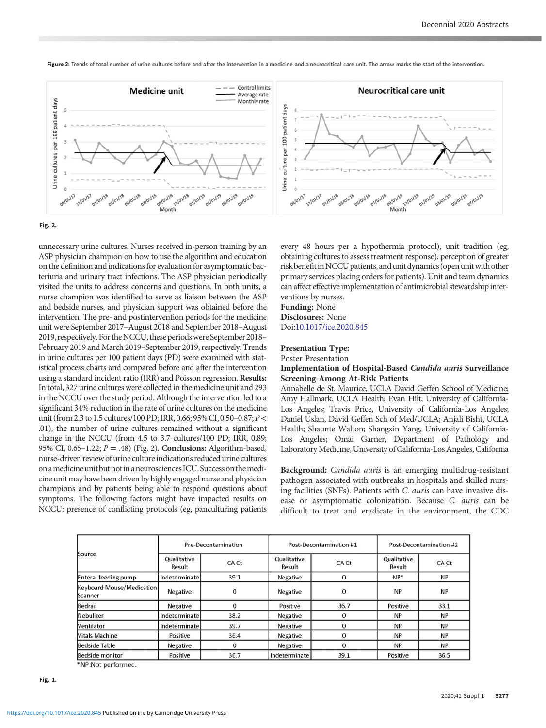**Figure 2:** Trends of total number of urine cultures before and after the intervention in a medicine and a neurocritical care unit. The arrow marks the start of the intervention.

Medicine unit

Control limits
Average rate
Monthly rate

Urine cultures per 100 patient days

5
4
3
2
1
0

09/01/17 11/01/17 01/01/18 03/01/18 05/01/18 07/01/18 09/01/18 11/01/18 01/01/19 03/01/19 05/01/19 07/01/19

Month

Neurocritical care unit

Urine culture per 100 patient days

8
7
6
5
4
3
2
1
0

09/01/17 11/01/17 01/01/18 03/01/18 05/01/18 07/01/18 09/01/18 11/01/18 01/01/19 03/01/19 05/01/19 07/01/19

Month

**Fig. 2.**

unnecessary urine cultures. Nurses received in-person training by an ASP physician champion on how to use the algorithm and education on the definition and indications for evaluation for asymptomatic bacteriuria and urinary tract infections. The ASP physician periodically visited the units to address concerns and questions. In both units, a nurse champion was identified to serve as liaison between the ASP and bedside nurses, and physician support was obtained before the intervention. The pre- and postintervention periods for the medicine unit were September 2017–August 2018 and September 2018–August 2019, respectively. For the NCCU, these periods were September 2018–February 2019 and March 2019–September 2019, respectively. Trends in urine cultures per 100 patient days (PD) were examined with statistical process charts and compared before and after the intervention using a standard incident ratio (IRR) and Poisson regression. **Results:** In total, 327 urine cultures were collected in the medicine unit and 293 in the NCCU over the study period. Although the intervention led to a significant 34% reduction in the rate of urine cultures on the medicine unit (from 2.3 to 1.5 cultures/100 PD; IRR, 0.66; 95% CI, 0.50–0.87; $P < .01$), the number of urine cultures remained without a significant change in the NCCU (from 4.5 to 3.7 cultures/100 PD; IRR, 0.89; 95% CI, 0.65–1.22; $P = .48$) (Fig. 2). **Conclusions:** Algorithm-based, nurse-driven review of urine culture indications reduced urine cultures on a medicine unit but not in a neurosciences ICU. Success on the medicine unit may have been driven by highly engaged nurse and physician champions and by patients being able to respond questions about symptoms. The following factors might have impacted results on NCCU: presence of conflicting protocols (eg, pancultu­ring patients every 48 hours per a hypothermia protocol), unit tradition (eg, obtaining cultures to assess treatment response), perception of greater risk benefit in NCCU patients, and unit dynamics (open unit with other primary services placing orders for patients). Unit and team dynamics can affect effective implementation of antimicrobial stewardship interventions by nurses.

**Funding:** None

**Disclosures:** None

Doi:10.1017/ice.2020.845

**Presentation Type:**

Poster Presentation

**Implementation of Hospital-Based *Candida auris* Surveillance Screening Among At-Risk Patients**

Annabelle de St. Maurice, UCLA David Geffen School of Medicine; Amy Hallmark, UCLA Health; Evan Hilt, University of California-Los Angeles; Travis Price, University of California-Los Angeles; Daniel Uslan, David Geffen Sch of Med/UCLA; Anjali Bisht, UCLA Health; Shaunte Walton; Shangxin Yang, University of California-Los Angeles; Omai Garner, Department of Pathology and Laboratory Medicine, University of California-Los Angeles, California

**Background:** *Candida auris* is an emerging multidrug-resistant pathogen associated with outbreaks in hospitals and skilled nursing facilities (SNFs). Patients with *C. auris* can have invasive disease or asymptomatic colonization. Because *C. auris* can be difficult to treat and eradicate in the environment, the CDC

| Source | Pre-Decontamination | | Post-Decontamination #1 | | Post-Decontamination #2 | |
|---|---|---|---|---|---|---|
| | Qualitative Result | CA Ct | Qualitative Result | CA Ct | Qualitative Result | CA Ct |
| Enteral feeding pump | Indeterminate | 39.1 | Negative | 0 | NP* | NP |
| Keyboard Mouse/Medication Scanner | Negative | 0 | Negative | 0 | NP | NP |
| Bedrail | Negative | 0 | Positive | 36.7 | Positive | 33.1 |
| Nebulizer | Indeterminate | 38.2 | Negative | 0 | NP | NP |
| Ventilator | Indeterminate | 39.7 | Negative | 0 | NP | NP |
| Vitals Machine | Positive | 36.4 | Negative | 0 | NP | NP |
| Bedside Table | Negative | 0 | Negative | 0 | NP | NP |
| Bedside monitor | Positive | 36.7 | Indeterminate | 39.1 | Positive | 36.5 |

*NP:Not performed.

**Fig. 1.**